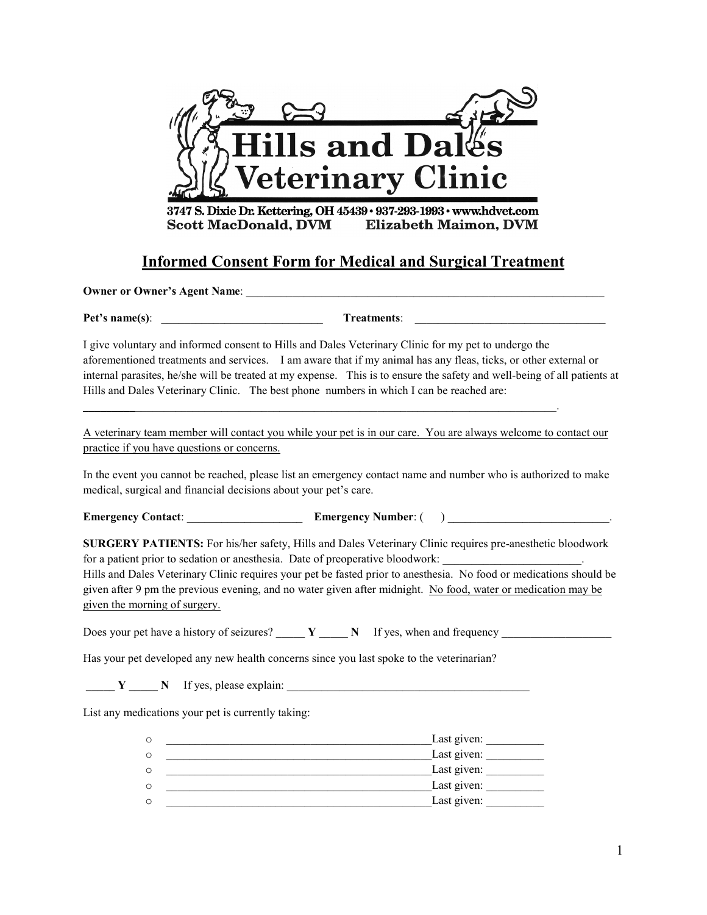# Hills and Dales Veterinary Clinic

3747 S. Dixie Dr. Kettering, OH 45439 • 937-293-1993 • www.hdvet.com

Scott MacDonald, DVM    Elizabeth Maimon, DVM

## Informed Consent Form for Medical and Surgical Treatment

**Owner or Owner's Agent Name**: ____________________________________________________________________

**Pet's name(s)**: _____________________________ **Treatments**: __________________________________

I give voluntary and informed consent to Hills and Dales Veterinary Clinic for my pet to undergo the aforementioned treatments and services. I am aware that if my animal has any fleas, ticks, or other external or internal parasites, he/she will be treated at my expense. This is to ensure the safety and well-being of all patients at Hills and Dales Veterinary Clinic. The best phone numbers in which I can be reached are: ________________________________________________________________________________.

<u>A veterinary team member will contact you while your pet is in our care. You are always welcome to contact our practice if you have questions or concerns.</u>

In the event you cannot be reached, please list an emergency contact name and number who is authorized to make medical, surgical and financial decisions about your pet's care.

**Emergency Contact**: ____________________ **Emergency Number**: ( ) ____________________________.

**SURGERY PATIENTS:** For his/her safety, Hills and Dales Veterinary Clinic requires pre-anesthetic bloodwork for a patient prior to sedation or anesthesia. Date of preoperative bloodwork: ________________________. Hills and Dales Veterinary Clinic requires your pet be fasted prior to anesthesia. No food or medications should be given after 9 pm the previous evening, and no water given after midnight. <u>No food, water or medication may be given the morning of surgery.</u>

Does your pet have a history of seizures? _____ **Y** _____ **N** If yes, when and frequency ___________________

Has your pet developed any new health concerns since you last spoke to the veterinarian?

_____ **Y** _____ **N** If yes, please explain: ___________________________________________

List any medications your pet is currently taking:

- _______________________________________________ Last given: __________
- _______________________________________________ Last given: __________
- _______________________________________________ Last given: __________
- _______________________________________________ Last given: __________
- _______________________________________________ Last given: __________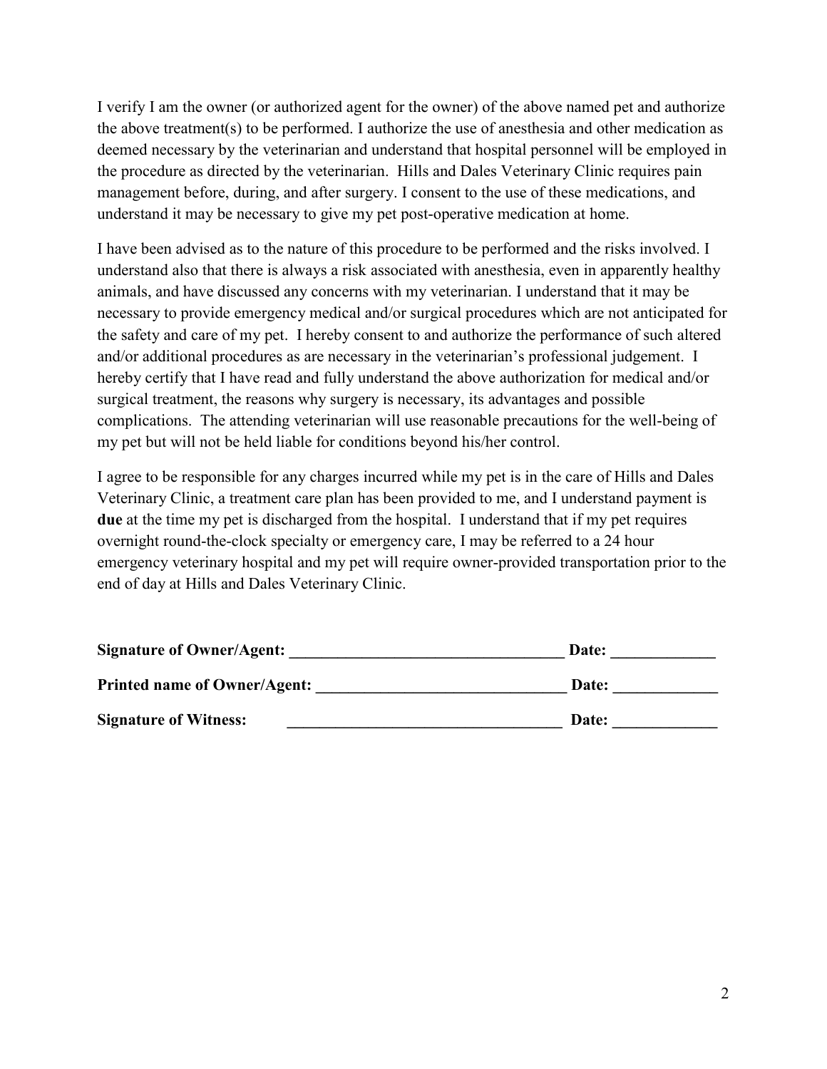I verify I am the owner (or authorized agent for the owner) of the above named pet and authorize the above treatment(s) to be performed. I authorize the use of anesthesia and other medication as deemed necessary by the veterinarian and understand that hospital personnel will be employed in the procedure as directed by the veterinarian. Hills and Dales Veterinary Clinic requires pain management before, during, and after surgery. I consent to the use of these medications, and understand it may be necessary to give my pet post-operative medication at home.

I have been advised as to the nature of this procedure to be performed and the risks involved. I understand also that there is always a risk associated with anesthesia, even in apparently healthy animals, and have discussed any concerns with my veterinarian. I understand that it may be necessary to provide emergency medical and/or surgical procedures which are not anticipated for the safety and care of my pet. I hereby consent to and authorize the performance of such altered and/or additional procedures as are necessary in the veterinarian's professional judgement. I hereby certify that I have read and fully understand the above authorization for medical and/or surgical treatment, the reasons why surgery is necessary, its advantages and possible complications. The attending veterinarian will use reasonable precautions for the well-being of my pet but will not be held liable for conditions beyond his/her control.

I agree to be responsible for any charges incurred while my pet is in the care of Hills and Dales Veterinary Clinic, a treatment care plan has been provided to me, and I understand payment is **due** at the time my pet is discharged from the hospital. I understand that if my pet requires overnight round-the-clock specialty or emergency care, I may be referred to a 24 hour emergency veterinary hospital and my pet will require owner-provided transportation prior to the end of day at Hills and Dales Veterinary Clinic.

**Signature of Owner/Agent: ___________________________________ Date: _____________**

**Printed name of Owner/Agent: _______________________________ Date: _____________**

**Signature of Witness: ___________________________________ Date: _____________**